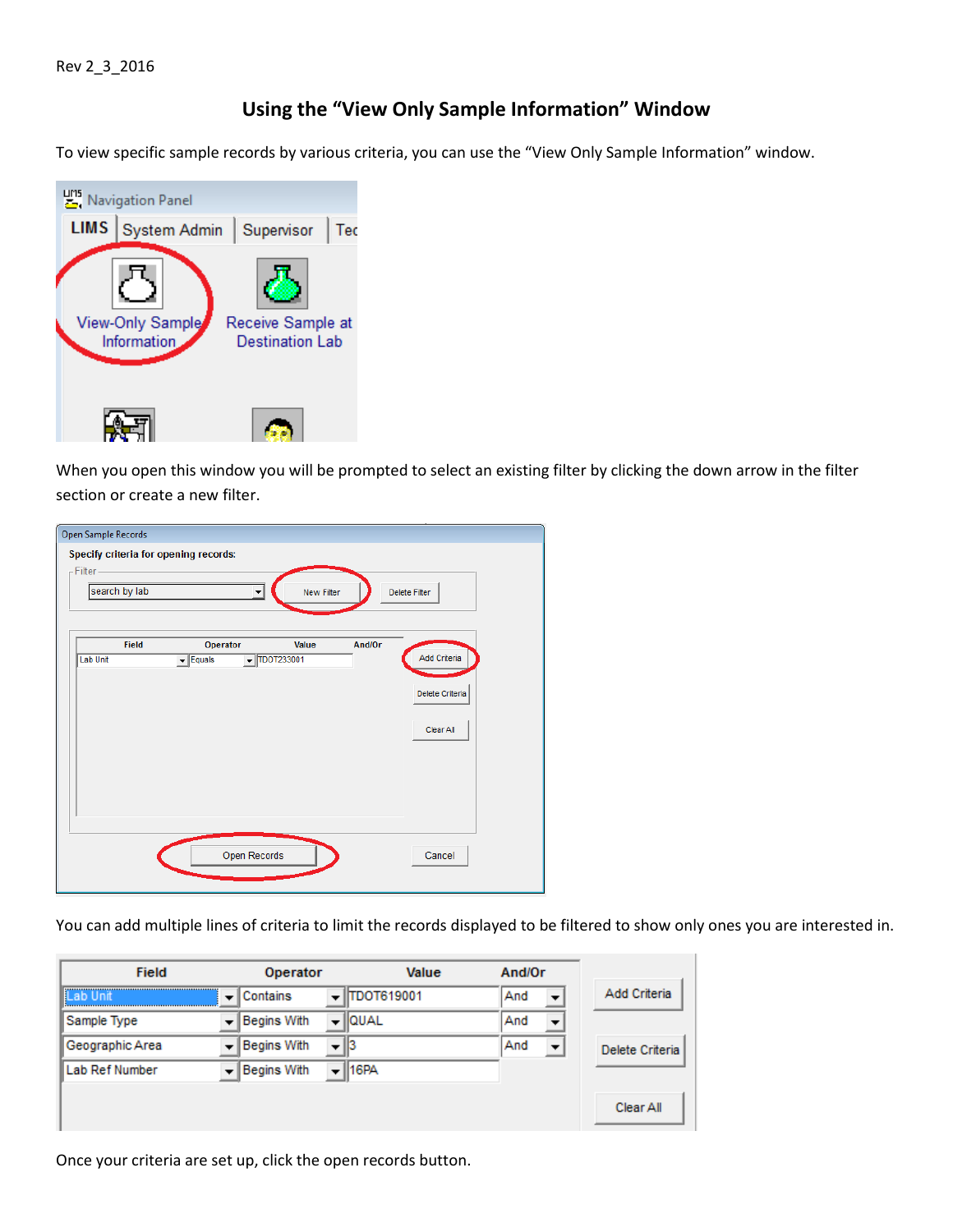Rev 2_3_2016

# Using the "View Only Sample Information" Window

To view specific sample records by various criteria, you can use the "View Only Sample Information" window.

When you open this window you will be prompted to select an existing filter by clicking the down arrow in the filter section or create a new filter.

You can add multiple lines of criteria to limit the records displayed to be filtered to show only ones you are interested in.

Once your criteria are set up, click the open records button.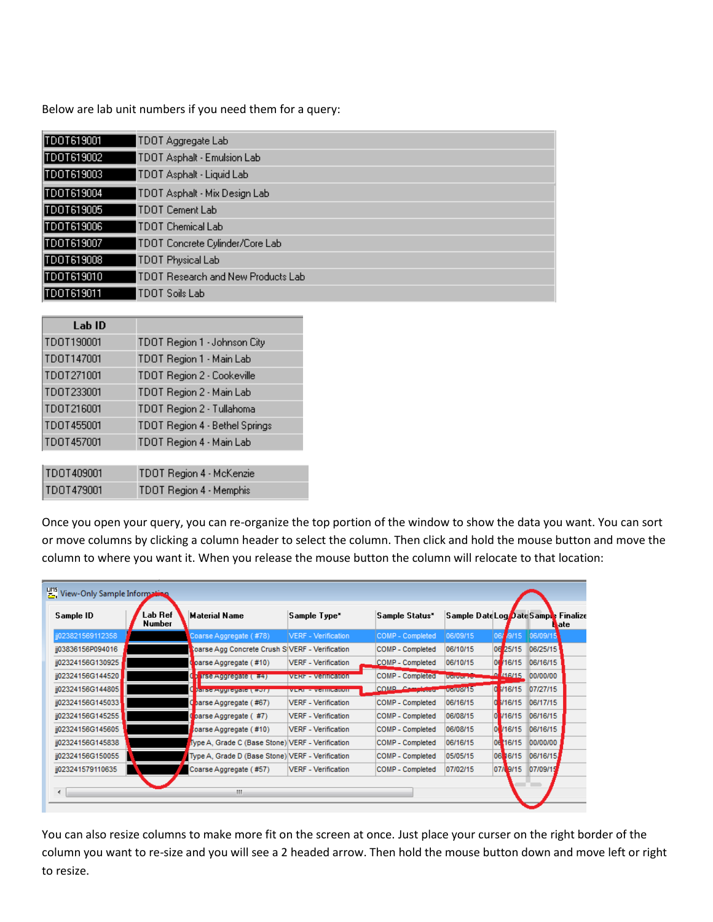Below are lab unit numbers if you need them for a query:

| | |
|---|---|
| TDOT619001 | TDOT Aggregate Lab |
| TDOT619002 | TDOT Asphalt - Emulsion Lab |
| TDOT619003 | TDOT Asphalt - Liquid Lab |
| TDOT619004 | TDOT Asphalt - Mix Design Lab |
| TDOT619005 | TDOT Cement Lab |
| TDOT619006 | TDOT Chemical Lab |
| TDOT619007 | TDOT Concrete Cylinder/Core Lab |
| TDOT619008 | TDOT Physical Lab |
| TDOT619010 | TDOT Research and New Products Lab |
| TDOT619011 | TDOT Soils Lab |

| Lab ID | |
|---|---|
| TDOT190001 | TDOT Region 1 - Johnson City |
| TDOT147001 | TDOT Region 1 - Main Lab |
| TDOT271001 | TDOT Region 2 - Cookeville |
| TDOT233001 | TDOT Region 2 - Main Lab |
| TDOT216001 | TDOT Region 2 - Tullahoma |
| TDOT455001 | TDOT Region 4 - Bethel Springs |
| TDOT457001 | TDOT Region 4 - Main Lab |
| TDOT409001 | TDOT Region 4 - McKenzie |
| TDOT479001 | TDOT Region 4 - Memphis |

Once you open your query, you can re-organize the top portion of the window to show the data you want. You can sort or move columns by clicking a column header to select the column. Then click and hold the mouse button and move the column to where you want it. When you release the mouse button the column will relocate to that location:

You can also resize columns to make more fit on the screen at once. Just place your curser on the right border of the column you want to re-size and you will see a 2 headed arrow. Then hold the mouse button down and move left or right to resize.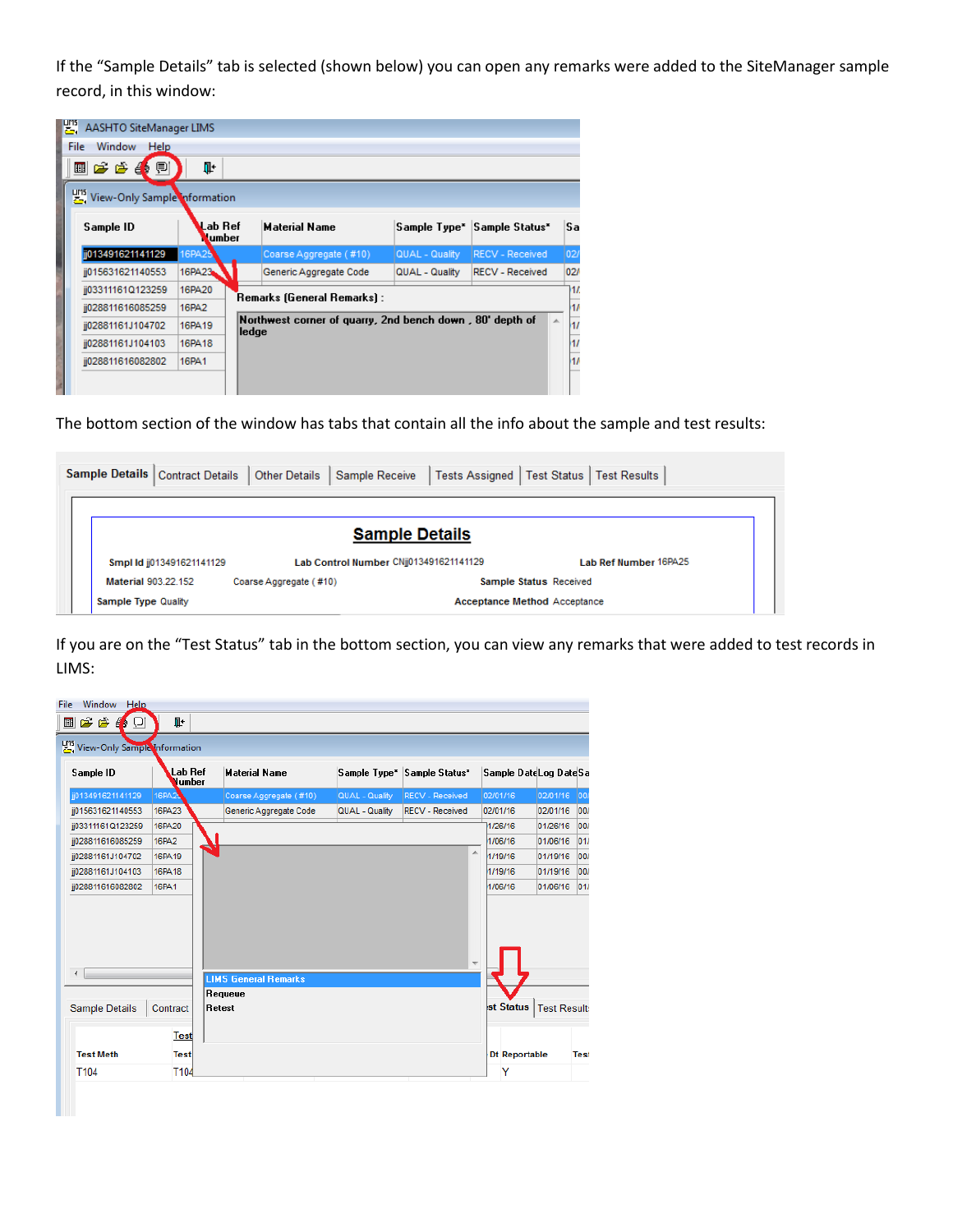If the “Sample Details” tab is selected (shown below) you can open any remarks were added to the SiteManager sample record, in this window:

The bottom section of the window has tabs that contain all the info about the sample and test results:

If you are on the “Test Status” tab in the bottom section, you can view any remarks that were added to test records in LIMS: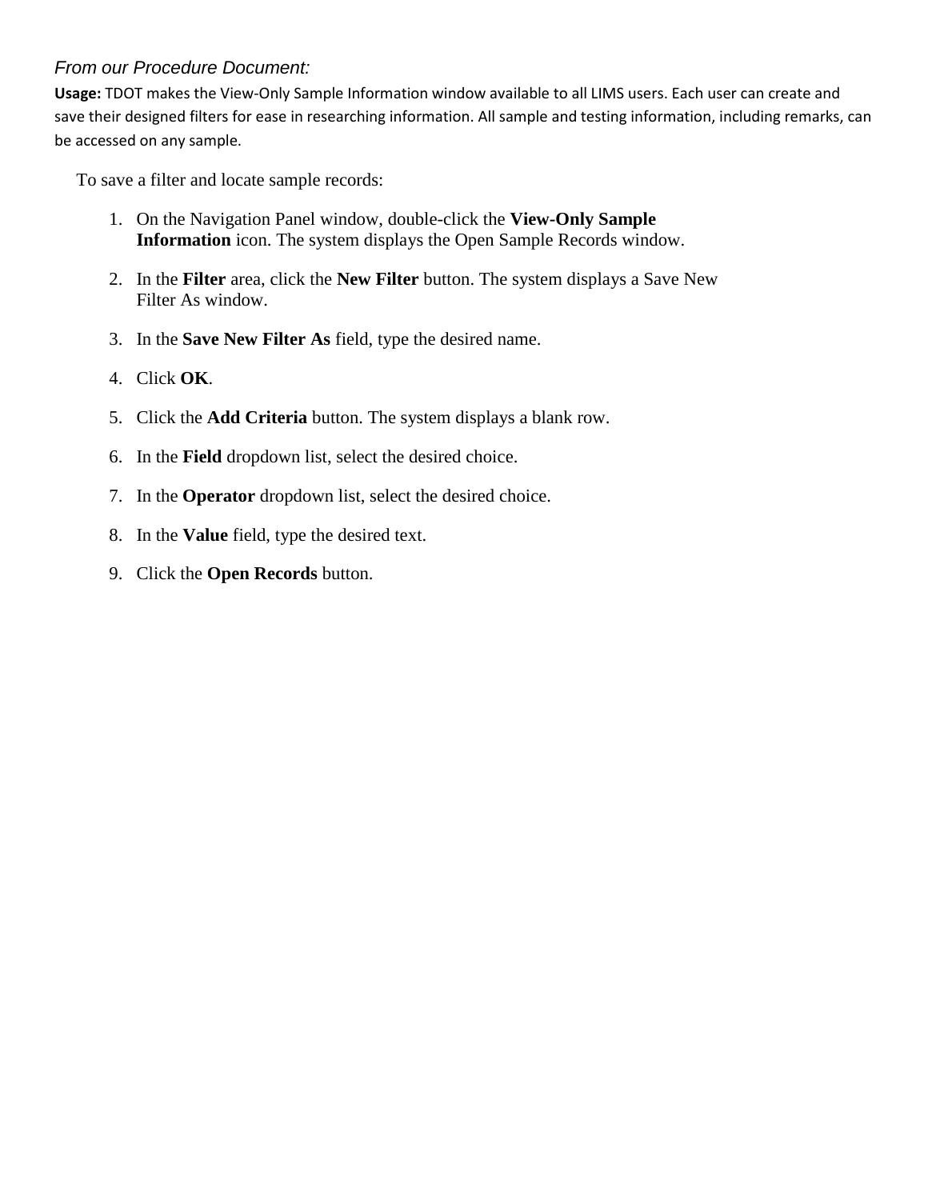*From our Procedure Document:*

**Usage:** TDOT makes the View-Only Sample Information window available to all LIMS users. Each user can create and save their designed filters for ease in researching information. All sample and testing information, including remarks, can be accessed on any sample.

To save a filter and locate sample records:

1. On the Navigation Panel window, double-click the **View-Only Sample Information** icon. The system displays the Open Sample Records window.
2. In the **Filter** area, click the **New Filter** button. The system displays a Save New Filter As window.
3. In the **Save New Filter As** field, type the desired name.
4. Click **OK**.
5. Click the **Add Criteria** button. The system displays a blank row.
6. In the **Field** dropdown list, select the desired choice.
7. In the **Operator** dropdown list, select the desired choice.
8. In the **Value** field, type the desired text.
9. Click the **Open Records** button.